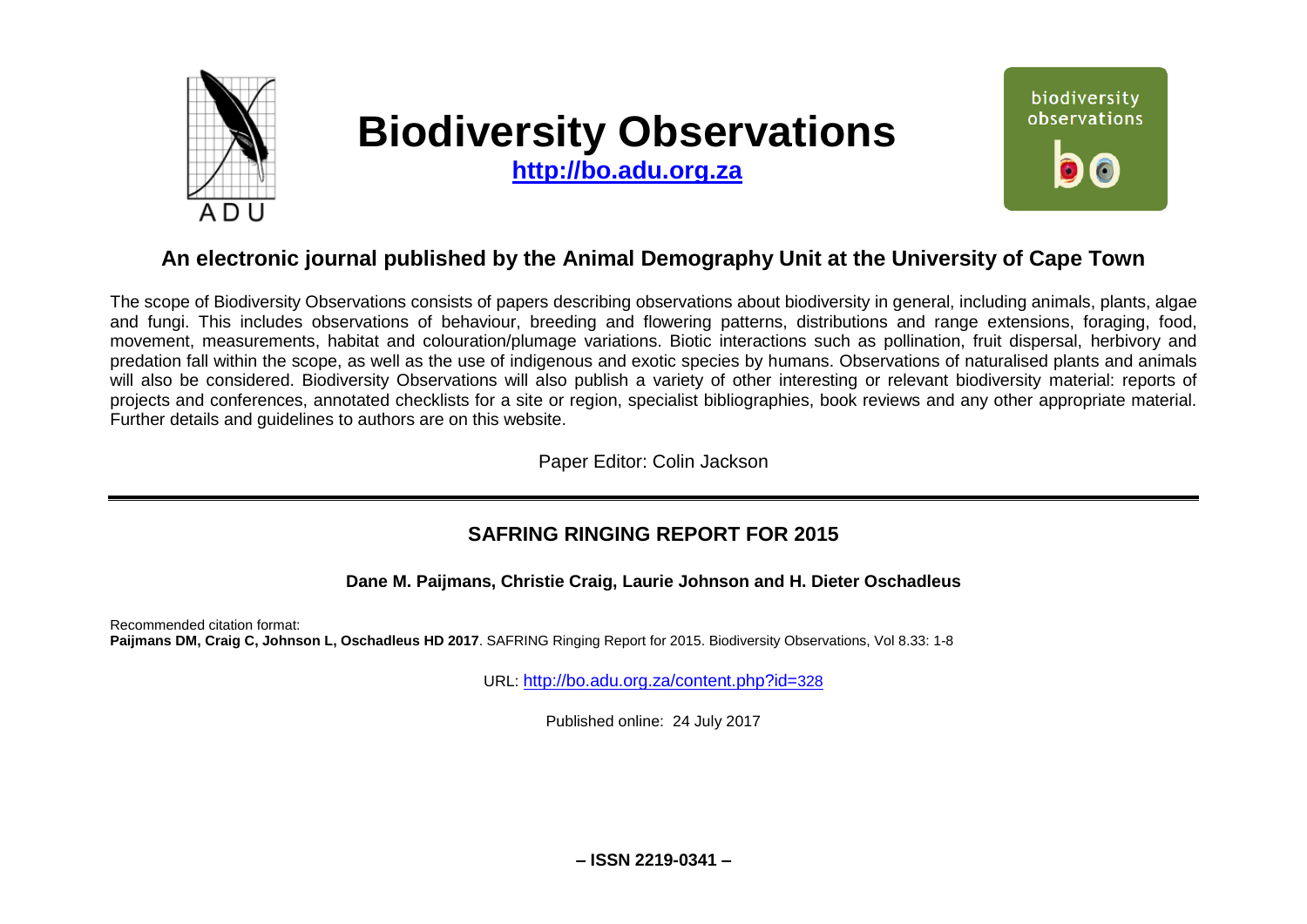# Biodiversity Observations

**http://bo.adu.org.za**

## An electronic journal published by the Animal Demography Unit at the University of Cape Town

The scope of Biodiversity Observations consists of papers describing observations about biodiversity in general, including animals, plants, algae and fungi. This includes observations of behaviour, breeding and flowering patterns, distributions and range extensions, foraging, food, movement, measurements, habitat and colouration/plumage variations. Biotic interactions such as pollination, fruit dispersal, herbivory and predation fall within the scope, as well as the use of indigenous and exotic species by humans. Observations of naturalised plants and animals will also be considered. Biodiversity Observations will also publish a variety of other interesting or relevant biodiversity material: reports of projects and conferences, annotated checklists for a site or region, specialist bibliographies, book reviews and any other appropriate material. Further details and guidelines to authors are on this website.

Paper Editor: Colin Jackson

---

## SAFRING RINGING REPORT FOR 2015

**Dane M. Paijmans, Christie Craig, Laurie Johnson and H. Dieter Oschadleus**

Recommended citation format:
**Paijmans DM, Craig C, Johnson L, Oschadleus HD 2017**. SAFRING Ringing Report for 2015. Biodiversity Observations, Vol 8.33: 1-8

URL: http://bo.adu.org.za/content.php?id=328

Published online: 24 July 2017

**– ISSN 2219-0341 –**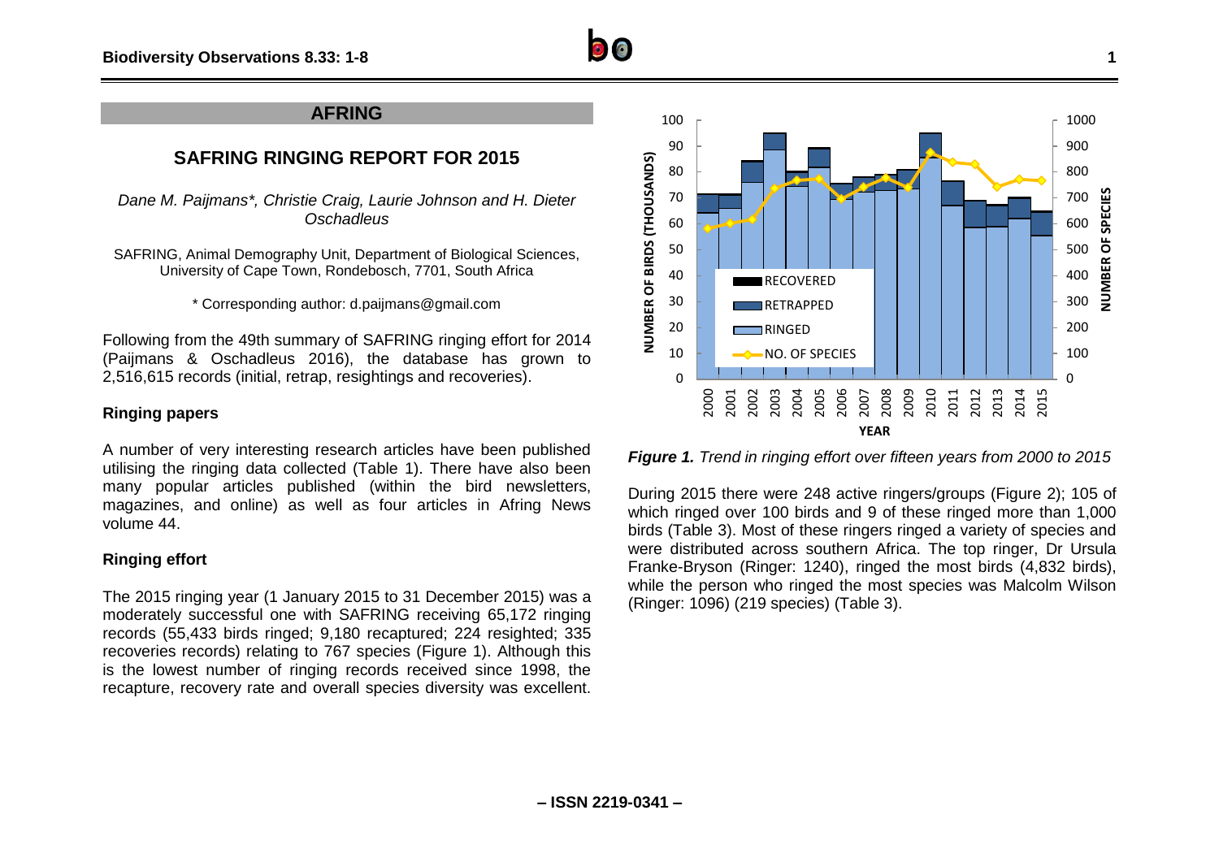## AFRING

# SAFRING RINGING REPORT FOR 2015

*Dane M. Paijmans\*, Christie Craig, Laurie Johnson and H. Dieter Oschadleus*

SAFRING, Animal Demography Unit, Department of Biological Sciences, University of Cape Town, Rondebosch, 7701, South Africa

\* Corresponding author: d.paijmans@gmail.com

Following from the 49th summary of SAFRING ringing effort for 2014 (Paijmans & Oschadleus 2016), the database has grown to 2,516,615 records (initial, retrap, resightings and recoveries).

### Ringing papers

A number of very interesting research articles have been published utilising the ringing data collected (Table 1). There have also been many popular articles published (within the bird newsletters, magazines, and online) as well as four articles in Afring News volume 44.

### Ringing effort

The 2015 ringing year (1 January 2015 to 31 December 2015) was a moderately successful one with SAFRING receiving 65,172 ringing records (55,433 birds ringed; 9,180 recaptured; 224 resighted; 335 recoveries records) relating to 767 species (Figure 1). Although this is the lowest number of ringing records received since 1998, the recapture, recovery rate and overall species diversity was excellent.

***Figure 1.*** *Trend in ringing effort over fifteen years from 2000 to 2015*

During 2015 there were 248 active ringers/groups (Figure 2); 105 of which ringed over 100 birds and 9 of these ringed more than 1,000 birds (Table 3). Most of these ringers ringed a variety of species and were distributed across southern Africa. The top ringer, Dr Ursula Franke-Bryson (Ringer: 1240), ringed the most birds (4,832 birds), while the person who ringed the most species was Malcolm Wilson (Ringer: 1096) (219 species) (Table 3).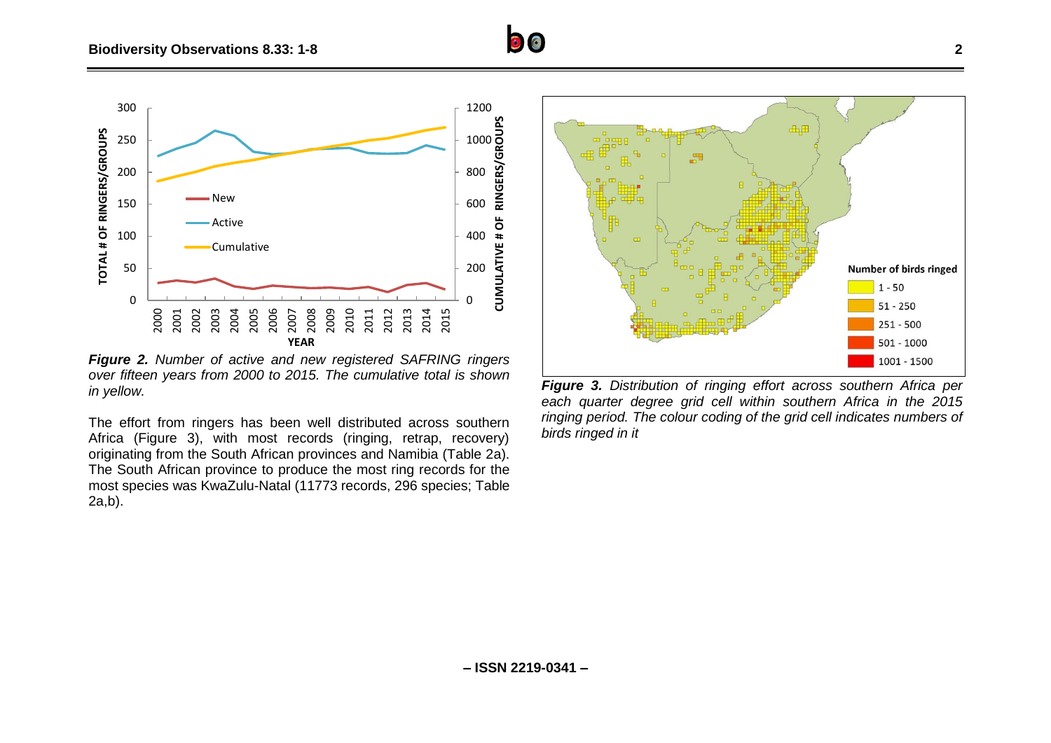*Figure 2. Number of active and new registered SAFRING ringers over fifteen years from 2000 to 2015. The cumulative total is shown in yellow.*

The effort from ringers has been well distributed across southern Africa (Figure 3), with most records (ringing, retrap, recovery) originating from the South African provinces and Namibia (Table 2a). The South African province to produce the most ring records for the most species was KwaZulu-Natal (11773 records, 296 species; Table 2a,b).

*Figure 3. Distribution of ringing effort across southern Africa per each quarter degree grid cell within southern Africa in the 2015 ringing period. The colour coding of the grid cell indicates numbers of birds ringed in it*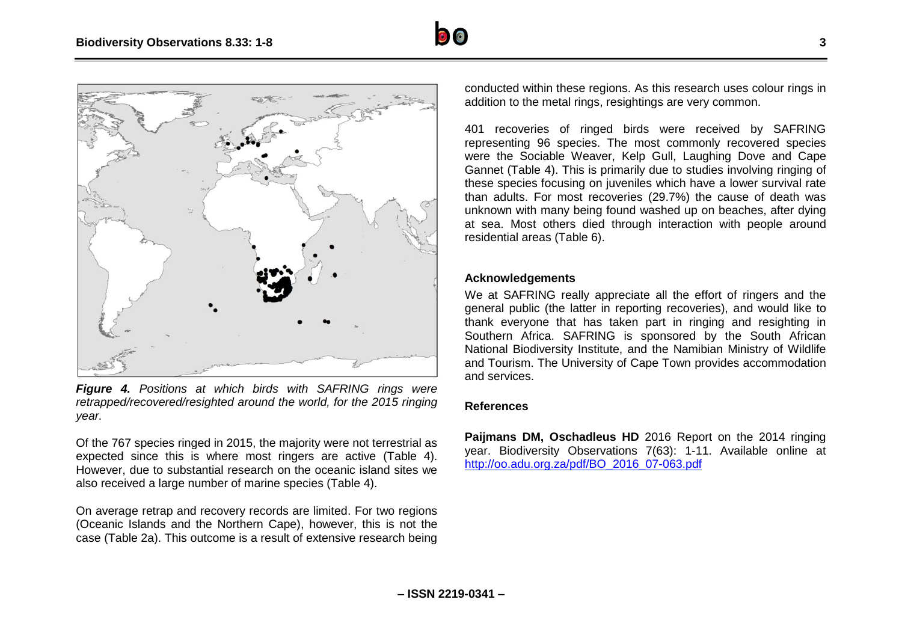*Figure 4. Positions at which birds with SAFRING rings were retrapped/recovered/resighted around the world, for the 2015 ringing year.*

Of the 767 species ringed in 2015, the majority were not terrestrial as expected since this is where most ringers are active (Table 4). However, due to substantial research on the oceanic island sites we also received a large number of marine species (Table 4).

On average retrap and recovery records are limited. For two regions (Oceanic Islands and the Northern Cape), however, this is not the case (Table 2a). This outcome is a result of extensive research being conducted within these regions. As this research uses colour rings in addition to the metal rings, resightings are very common.

401 recoveries of ringed birds were received by SAFRING representing 96 species. The most commonly recovered species were the Sociable Weaver, Kelp Gull, Laughing Dove and Cape Gannet (Table 4). This is primarily due to studies involving ringing of these species focusing on juveniles which have a lower survival rate than adults. For most recoveries (29.7%) the cause of death was unknown with many being found washed up on beaches, after dying at sea. Most others died through interaction with people around residential areas (Table 6).

## Acknowledgements

We at SAFRING really appreciate all the effort of ringers and the general public (the latter in reporting recoveries), and would like to thank everyone that has taken part in ringing and resighting in Southern Africa. SAFRING is sponsored by the South African National Biodiversity Institute, and the Namibian Ministry of Wildlife and Tourism. The University of Cape Town provides accommodation and services.

## References

**Paijmans DM, Oschadleus HD** 2016 Report on the 2014 ringing year. Biodiversity Observations 7(63): 1-11. Available online at http://oo.adu.org.za/pdf/BO_2016_07-063.pdf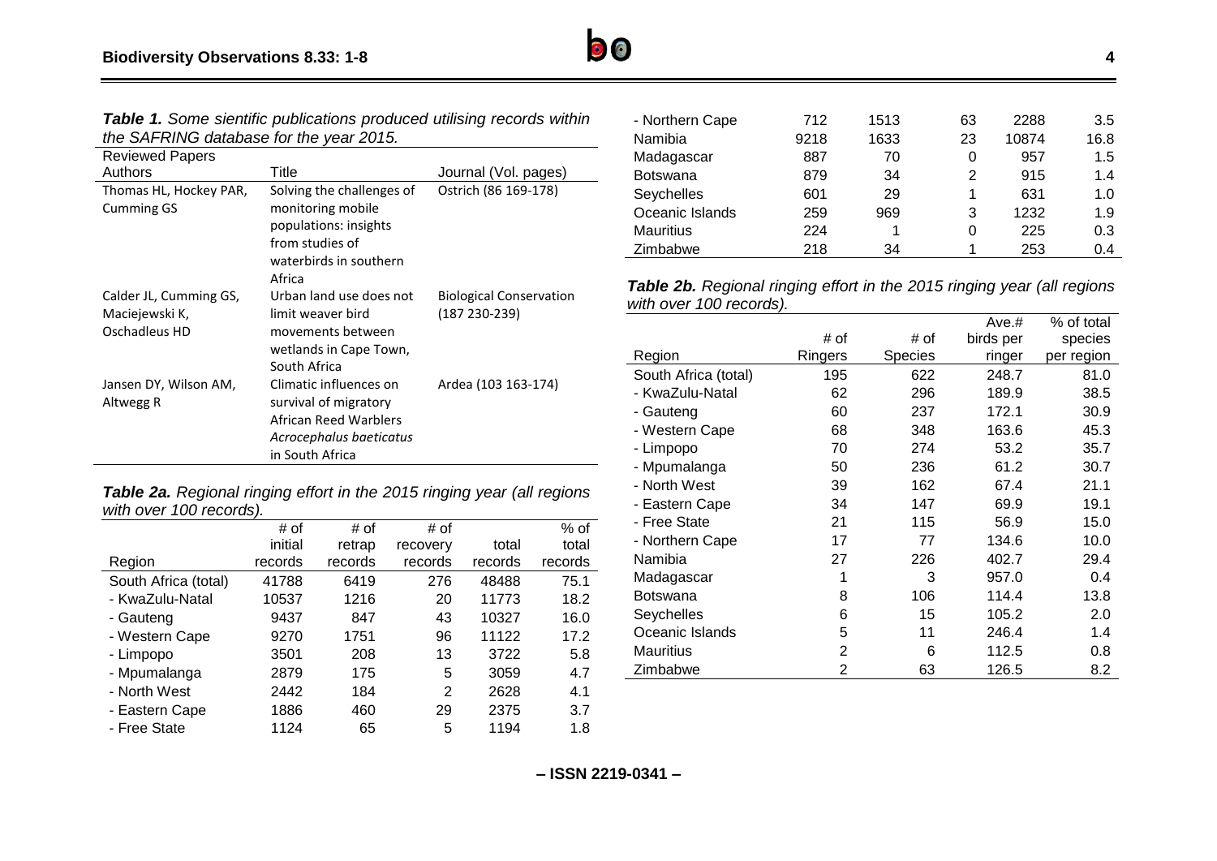**Table 1.** *Some sientific publications produced utilising records within the SAFRING database for the year 2015.*

| Reviewed Papers | | |
|---|---|---|
| Authors | Title | Journal (Vol. pages) |
| Thomas HL, Hockey PAR, Cumming GS | Solving the challenges of monitoring mobile populations: insights from studies of waterbirds in southern Africa | Ostrich (86 169-178) |
| Calder JL, Cumming GS, Maciejewski K, Oschadleus HD | Urban land use does not limit weaver bird movements between wetlands in Cape Town, South Africa | Biological Conservation (187 230-239) |
| Jansen DY, Wilson AM, Altwegg R | Climatic influences on survival of migratory African Reed Warblers *Acrocephalus baeticatus* in South Africa | Ardea (103 163-174) |

**Table 2a.** *Regional ringing effort in the 2015 ringing year (all regions with over 100 records).*

| Region | # of initial records | # of retrap records | # of recovery records | total records | % of total records |
|---|---|---|---|---|---|
| South Africa (total) | 41788 | 6419 | 276 | 48488 | 75.1 |
| - KwaZulu-Natal | 10537 | 1216 | 20 | 11773 | 18.2 |
| - Gauteng | 9437 | 847 | 43 | 10327 | 16.0 |
| - Western Cape | 9270 | 1751 | 96 | 11122 | 17.2 |
| - Limpopo | 3501 | 208 | 13 | 3722 | 5.8 |
| - Mpumalanga | 2879 | 175 | 5 | 3059 | 4.7 |
| - North West | 2442 | 184 | 2 | 2628 | 4.1 |
| - Eastern Cape | 1886 | 460 | 29 | 2375 | 3.7 |
| - Free State | 1124 | 65 | 5 | 1194 | 1.8 |
| - Northern Cape | 712 | 1513 | 63 | 2288 | 3.5 |
| Namibia | 9218 | 1633 | 23 | 10874 | 16.8 |
| Madagascar | 887 | 70 | 0 | 957 | 1.5 |
| Botswana | 879 | 34 | 2 | 915 | 1.4 |
| Seychelles | 601 | 29 | 1 | 631 | 1.0 |
| Oceanic Islands | 259 | 969 | 3 | 1232 | 1.9 |
| Mauritius | 224 | 1 | 0 | 225 | 0.3 |
| Zimbabwe | 218 | 34 | 1 | 253 | 0.4 |

**Table 2b.** *Regional ringing effort in the 2015 ringing year (all regions with over 100 records).*

| Region | # of Ringers | # of Species | Ave.# birds per ringer | % of total species per region |
|---|---|---|---|---|
| South Africa (total) | 195 | 622 | 248.7 | 81.0 |
| - KwaZulu-Natal | 62 | 296 | 189.9 | 38.5 |
| - Gauteng | 60 | 237 | 172.1 | 30.9 |
| - Western Cape | 68 | 348 | 163.6 | 45.3 |
| - Limpopo | 70 | 274 | 53.2 | 35.7 |
| - Mpumalanga | 50 | 236 | 61.2 | 30.7 |
| - North West | 39 | 162 | 67.4 | 21.1 |
| - Eastern Cape | 34 | 147 | 69.9 | 19.1 |
| - Free State | 21 | 115 | 56.9 | 15.0 |
| - Northern Cape | 17 | 77 | 134.6 | 10.0 |
| Namibia | 27 | 226 | 402.7 | 29.4 |
| Madagascar | 1 | 3 | 957.0 | 0.4 |
| Botswana | 8 | 106 | 114.4 | 13.8 |
| Seychelles | 6 | 15 | 105.2 | 2.0 |
| Oceanic Islands | 5 | 11 | 246.4 | 1.4 |
| Mauritius | 2 | 6 | 112.5 | 0.8 |
| Zimbabwe | 2 | 63 | 126.5 | 8.2 |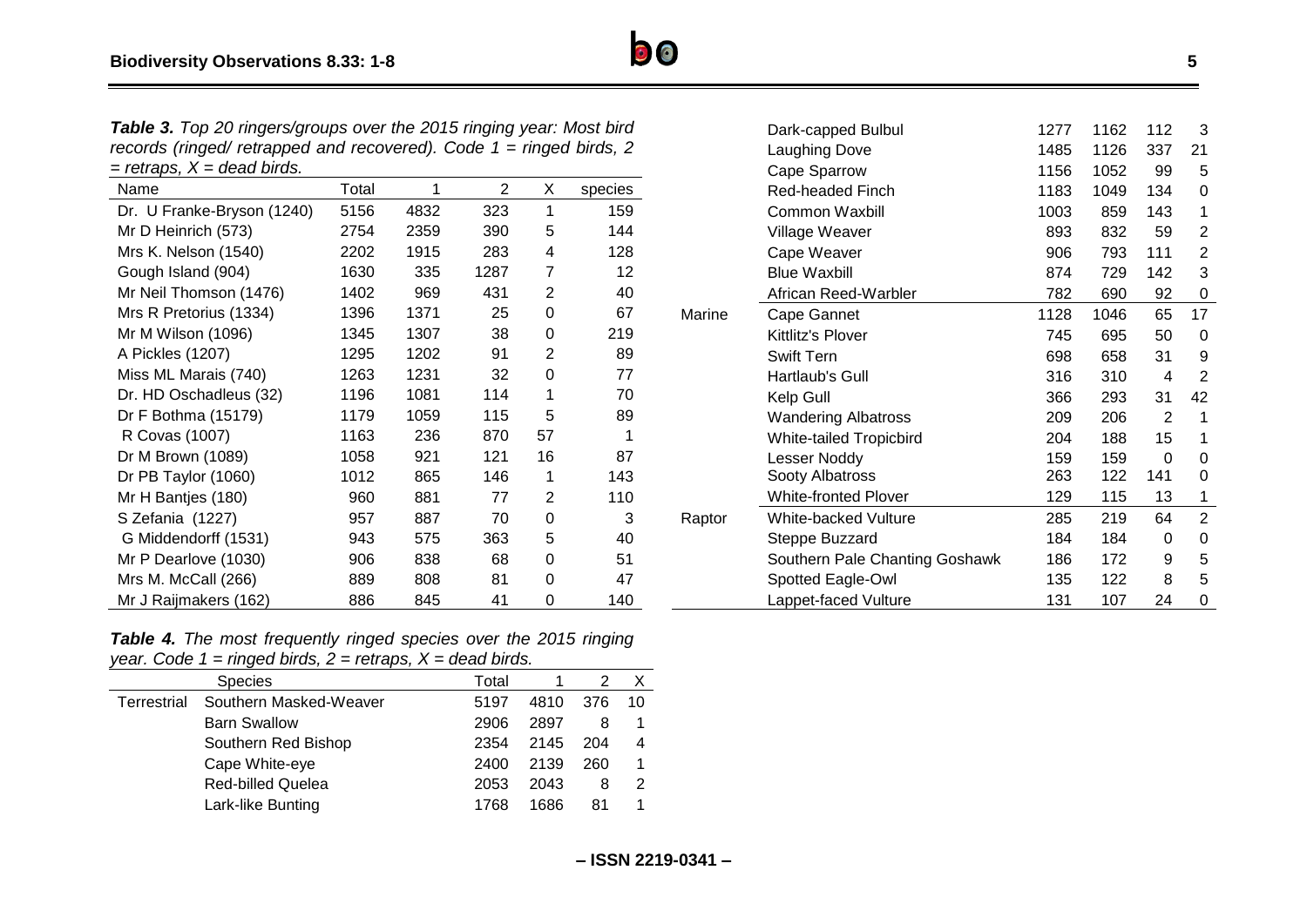**Table 3.** *Top 20 ringers/groups over the 2015 ringing year: Most bird records (ringed/ retrapped and recovered). Code 1 = ringed birds, 2 = retraps, X = dead birds.*

| Name | Total | 1 | 2 | X | species |
|---|---|---|---|---|---|
| Dr. U Franke-Bryson (1240) | 5156 | 4832 | 323 | 1 | 159 |
| Mr D Heinrich (573) | 2754 | 2359 | 390 | 5 | 144 |
| Mrs K. Nelson (1540) | 2202 | 1915 | 283 | 4 | 128 |
| Gough Island (904) | 1630 | 335 | 1287 | 7 | 12 |
| Mr Neil Thomson (1476) | 1402 | 969 | 431 | 2 | 40 |
| Mrs R Pretorius (1334) | 1396 | 1371 | 25 | 0 | 67 |
| Mr M Wilson (1096) | 1345 | 1307 | 38 | 0 | 219 |
| A Pickles (1207) | 1295 | 1202 | 91 | 2 | 89 |
| Miss ML Marais (740) | 1263 | 1231 | 32 | 0 | 77 |
| Dr. HD Oschadleus (32) | 1196 | 1081 | 114 | 1 | 70 |
| Dr F Bothma (15179) | 1179 | 1059 | 115 | 5 | 89 |
| R Covas (1007) | 1163 | 236 | 870 | 57 | 1 |
| Dr M Brown (1089) | 1058 | 921 | 121 | 16 | 87 |
| Dr PB Taylor (1060) | 1012 | 865 | 146 | 1 | 143 |
| Mr H Bantjes (180) | 960 | 881 | 77 | 2 | 110 |
| S Zefania (1227) | 957 | 887 | 70 | 0 | 3 |
| G Middendorff (1531) | 943 | 575 | 363 | 5 | 40 |
| Mr P Dearlove (1030) | 906 | 838 | 68 | 0 | 51 |
| Mrs M. McCall (266) | 889 | 808 | 81 | 0 | 47 |
| Mr J Raijmakers (162) | 886 | 845 | 41 | 0 | 140 |

**Table 4.** *The most frequently ringed species over the 2015 ringing year. Code 1 = ringed birds, 2 = retraps, X = dead birds.*

| | Species | Total | 1 | 2 | X |
|---|---|---|---|---|---|
| Terrestrial | Southern Masked-Weaver | 5197 | 4810 | 376 | 10 |
| | Barn Swallow | 2906 | 2897 | 8 | 1 |
| | Southern Red Bishop | 2354 | 2145 | 204 | 4 |
| | Cape White-eye | 2400 | 2139 | 260 | 1 |
| | Red-billed Quelea | 2053 | 2043 | 8 | 2 |
| | Lark-like Bunting | 1768 | 1686 | 81 | 1 |
| | Dark-capped Bulbul | 1277 | 1162 | 112 | 3 |
| | Laughing Dove | 1485 | 1126 | 337 | 21 |
| | Cape Sparrow | 1156 | 1052 | 99 | 5 |
| | Red-headed Finch | 1183 | 1049 | 134 | 0 |
| | Common Waxbill | 1003 | 859 | 143 | 1 |
| | Village Weaver | 893 | 832 | 59 | 2 |
| | Cape Weaver | 906 | 793 | 111 | 2 |
| | Blue Waxbill | 874 | 729 | 142 | 3 |
| | African Reed-Warbler | 782 | 690 | 92 | 0 |
| Marine | Cape Gannet | 1128 | 1046 | 65 | 17 |
| | Kittlitz's Plover | 745 | 695 | 50 | 0 |
| | Swift Tern | 698 | 658 | 31 | 9 |
| | Hartlaub's Gull | 316 | 310 | 4 | 2 |
| | Kelp Gull | 366 | 293 | 31 | 42 |
| | Wandering Albatross | 209 | 206 | 2 | 1 |
| | White-tailed Tropicbird | 204 | 188 | 15 | 1 |
| | Lesser Noddy | 159 | 159 | 0 | 0 |
| | Sooty Albatross | 263 | 122 | 141 | 0 |
| | White-fronted Plover | 129 | 115 | 13 | 1 |
| Raptor | White-backed Vulture | 285 | 219 | 64 | 2 |
| | Steppe Buzzard | 184 | 184 | 0 | 0 |
| | Southern Pale Chanting Goshawk | 186 | 172 | 9 | 5 |
| | Spotted Eagle-Owl | 135 | 122 | 8 | 5 |
| | Lappet-faced Vulture | 131 | 107 | 24 | 0 |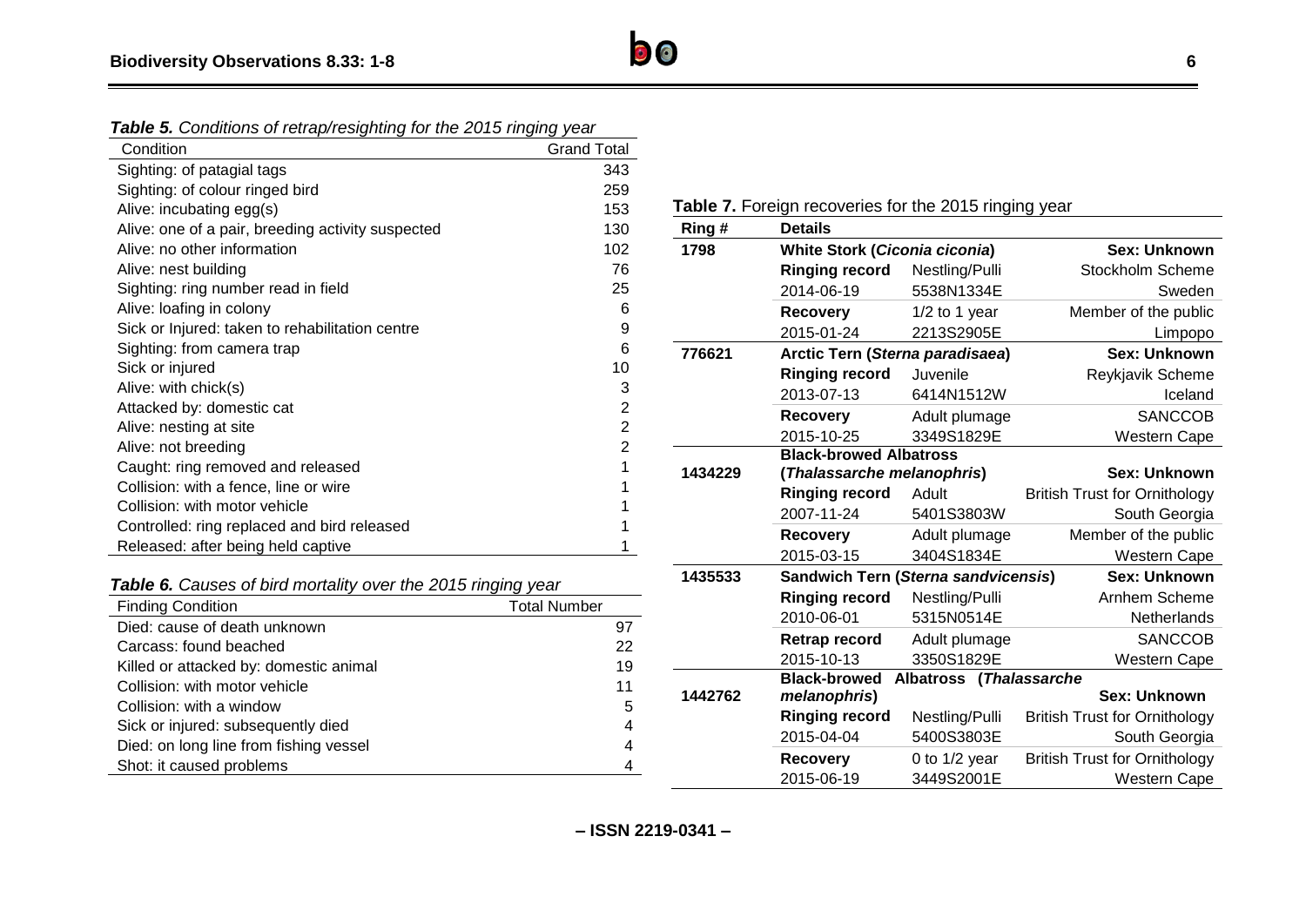***Table 5.*** *Conditions of retrap/resighting for the 2015 ringing year*

| Condition | Grand Total |
|---|---|
| Sighting: of patagial tags | 343 |
| Sighting: of colour ringed bird | 259 |
| Alive: incubating egg(s) | 153 |
| Alive: one of a pair, breeding activity suspected | 130 |
| Alive: no other information | 102 |
| Alive: nest building | 76 |
| Sighting: ring number read in field | 25 |
| Alive: loafing in colony | 6 |
| Sick or Injured: taken to rehabilitation centre | 9 |
| Sighting: from camera trap | 6 |
| Sick or injured | 10 |
| Alive: with chick(s) | 3 |
| Attacked by: domestic cat | 2 |
| Alive: nesting at site | 2 |
| Alive: not breeding | 2 |
| Caught: ring removed and released | 1 |
| Collision: with a fence, line or wire | 1 |
| Collision: with motor vehicle | 1 |
| Controlled: ring replaced and bird released | 1 |
| Released: after being held captive | 1 |

***Table 6.*** *Causes of bird mortality over the 2015 ringing year*

| Finding Condition | Total Number |
|---|---|
| Died: cause of death unknown | 97 |
| Carcass: found beached | 22 |
| Killed or attacked by: domestic animal | 19 |
| Collision: with motor vehicle | 11 |
| Collision: with a window | 5 |
| Sick or injured: subsequently died | 4 |
| Died: on long line from fishing vessel | 4 |
| Shot: it caused problems | 4 |

**Table 7.** Foreign recoveries for the 2015 ringing year

| Ring # | Details | | |
|---|---|---|---|
| **1798** | **White Stork (*Ciconia ciconia*)** | | **Sex: Unknown** |
| | **Ringing record** | Nestling/Pulli | Stockholm Scheme |
| | 2014-06-19 | 5538N1334E | Sweden |
| | **Recovery** | 1/2 to 1 year | Member of the public |
| | 2015-01-24 | 2213S2905E | Limpopo |
| **776621** | **Arctic Tern (*Sterna paradisaea*)** | | **Sex: Unknown** |
| | **Ringing record** | Juvenile | Reykjavik Scheme |
| | 2013-07-13 | 6414N1512W | Iceland |
| | **Recovery** | Adult plumage | SANCCOB |
| | 2015-10-25 | 3349S1829E | Western Cape |
| **1434229** | **Black-browed Albatross (*Thalassarche melanophris*)** | | **Sex: Unknown** |
| | **Ringing record** | Adult | British Trust for Ornithology |
| | 2007-11-24 | 5401S3803W | South Georgia |
| | **Recovery** | Adult plumage | Member of the public |
| | 2015-03-15 | 3404S1834E | Western Cape |
| **1435533** | **Sandwich Tern (*Sterna sandvicensis*)** | | **Sex: Unknown** |
| | **Ringing record** | Nestling/Pulli | Arnhem Scheme |
| | 2010-06-01 | 5315N0514E | Netherlands |
| | **Retrap record** | Adult plumage | SANCCOB |
| | 2015-10-13 | 3350S1829E | Western Cape |
| **1442762** | **Black-browed Albatross (*Thalassarche melanophris*)** | | **Sex: Unknown** |
| | **Ringing record** | Nestling/Pulli | British Trust for Ornithology |
| | 2015-04-04 | 5400S3803E | South Georgia |
| | **Recovery** | 0 to 1/2 year | British Trust for Ornithology |
| | 2015-06-19 | 3449S2001E | Western Cape |

**– ISSN 2219-0341 –**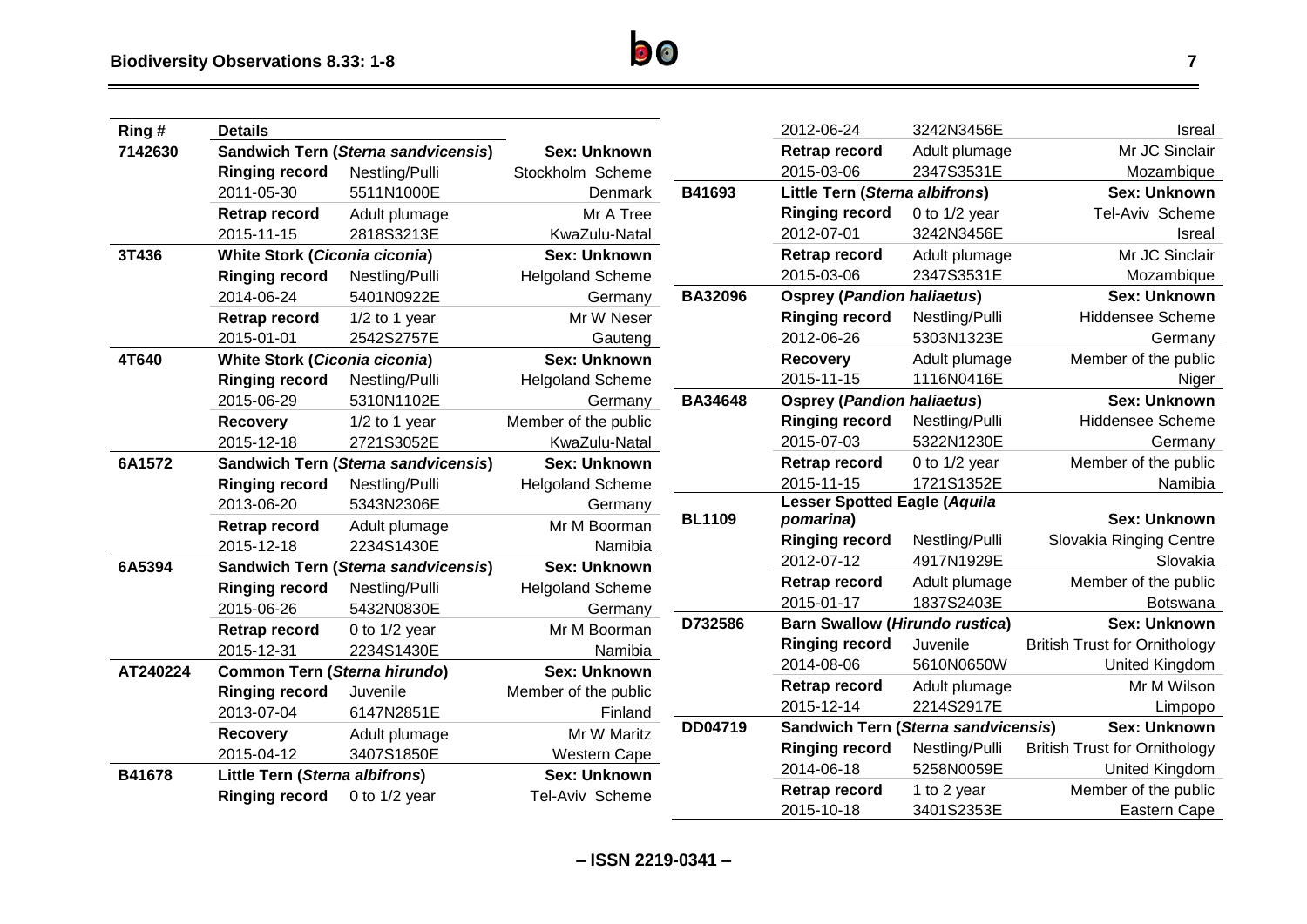| Ring # | Details | | |
|---|---|---|---|
| 7142630 | **Sandwich Tern (*Sterna sandvicensis*)** | | **Sex: Unknown** |
| | **Ringing record** | Nestling/Pulli | Stockholm Scheme |
| | 2011-05-30 | 5511N1000E | Denmark |
| | **Retrap record** | Adult plumage | Mr A Tree |
| | 2015-11-15 | 2818S3213E | KwaZulu-Natal |
| 3T436 | **White Stork (*Ciconia ciconia*)** | | **Sex: Unknown** |
| | **Ringing record** | Nestling/Pulli | Helgoland Scheme |
| | 2014-06-24 | 5401N0922E | Germany |
| | **Retrap record** | 1/2 to 1 year | Mr W Neser |
| | 2015-01-01 | 2542S2757E | Gauteng |
| 4T640 | **White Stork (*Ciconia ciconia*)** | | **Sex: Unknown** |
| | **Ringing record** | Nestling/Pulli | Helgoland Scheme |
| | 2015-06-29 | 5310N1102E | Germany |
| | **Recovery** | 1/2 to 1 year | Member of the public |
| | 2015-12-18 | 2721S3052E | KwaZulu-Natal |
| 6A1572 | **Sandwich Tern (*Sterna sandvicensis*)** | | **Sex: Unknown** |
| | **Ringing record** | Nestling/Pulli | Helgoland Scheme |
| | 2013-06-20 | 5343N2306E | Germany |
| | **Retrap record** | Adult plumage | Mr M Boorman |
| | 2015-12-18 | 2234S1430E | Namibia |
| 6A5394 | **Sandwich Tern (*Sterna sandvicensis*)** | | **Sex: Unknown** |
| | **Ringing record** | Nestling/Pulli | Helgoland Scheme |
| | 2015-06-26 | 5432N0830E | Germany |
| | **Retrap record** | 0 to 1/2 year | Mr M Boorman |
| | 2015-12-31 | 2234S1430E | Namibia |
| AT240224 | **Common Tern (*Sterna hirundo*)** | | **Sex: Unknown** |
| | **Ringing record** | Juvenile | Member of the public |
| | 2013-07-04 | 6147N2851E | Finland |
| | **Recovery** | Adult plumage | Mr W Maritz |
| | 2015-04-12 | 3407S1850E | Western Cape |
| B41678 | **Little Tern (*Sterna albifrons*)** | | **Sex: Unknown** |
| | **Ringing record** | 0 to 1/2 year | Tel-Aviv Scheme |
| | 2012-06-24 | 3242N3456E | Isreal |
| | **Retrap record** | Adult plumage | Mr JC Sinclair |
| | 2015-03-06 | 2347S3531E | Mozambique |
| B41693 | **Little Tern (*Sterna albifrons*)** | | **Sex: Unknown** |
| | **Ringing record** | 0 to 1/2 year | Tel-Aviv Scheme |
| | 2012-07-01 | 3242N3456E | Isreal |
| | **Retrap record** | Adult plumage | Mr JC Sinclair |
| | 2015-03-06 | 2347S3531E | Mozambique |
| BA32096 | **Osprey (*Pandion haliaetus*)** | | **Sex: Unknown** |
| | **Ringing record** | Nestling/Pulli | Hiddensee Scheme |
| | 2012-06-26 | 5303N1323E | Germany |
| | **Recovery** | Adult plumage | Member of the public |
| | 2015-11-15 | 1116N0416E | Niger |
| BA34648 | **Osprey (*Pandion haliaetus*)** | | **Sex: Unknown** |
| | **Ringing record** | Nestling/Pulli | Hiddensee Scheme |
| | 2015-07-03 | 5322N1230E | Germany |
| | **Retrap record** | 0 to 1/2 year | Member of the public |
| | 2015-11-15 | 1721S1352E | Namibia |
| BL1109 | **Lesser Spotted Eagle (*Aquila pomarina*)** | | **Sex: Unknown** |
| | **Ringing record** | Nestling/Pulli | Slovakia Ringing Centre |
| | 2012-07-12 | 4917N1929E | Slovakia |
| | **Retrap record** | Adult plumage | Member of the public |
| | 2015-01-17 | 1837S2403E | Botswana |
| D732586 | **Barn Swallow (*Hirundo rustica*)** | | **Sex: Unknown** |
| | **Ringing record** | Juvenile | British Trust for Ornithology |
| | 2014-08-06 | 5610N0650W | United Kingdom |
| | **Retrap record** | Adult plumage | Mr M Wilson |
| | 2015-12-14 | 2214S2917E | Limpopo |
| DD04719 | **Sandwich Tern (*Sterna sandvicensis*)** | | **Sex: Unknown** |
| | **Ringing record** | Nestling/Pulli | British Trust for Ornithology |
| | 2014-06-18 | 5258N0059E | United Kingdom |
| | **Retrap record** | 1 to 2 year | Member of the public |
| | 2015-10-18 | 3401S2353E | Eastern Cape |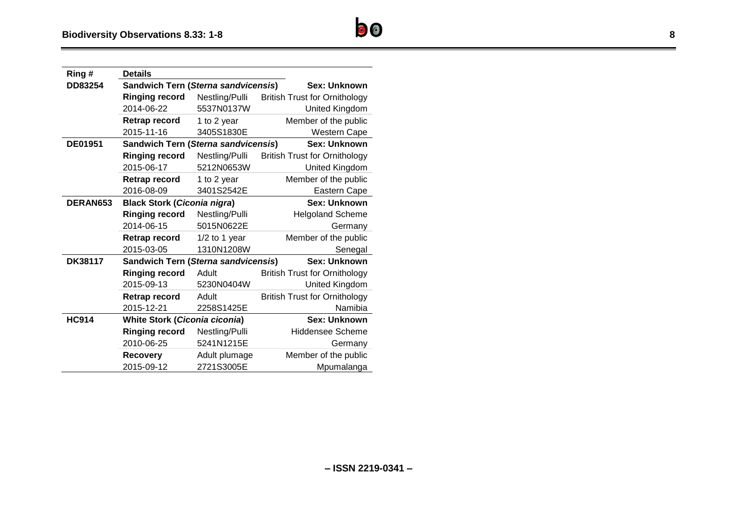| Ring # | Details | | |
|---|---|---|---|
| DD83254 | **Sandwich Tern (*Sterna sandvicensis*)** | | **Sex: Unknown** |
| | **Ringing record** | Nestling/Pulli | British Trust for Ornithology |
| | 2014-06-22 | 5537N0137W | United Kingdom |
| | **Retrap record** | 1 to 2 year | Member of the public |
| | 2015-11-16 | 3405S1830E | Western Cape |
| DE01951 | **Sandwich Tern (*Sterna sandvicensis*)** | | **Sex: Unknown** |
| | **Ringing record** | Nestling/Pulli | British Trust for Ornithology |
| | 2015-06-17 | 5212N0653W | United Kingdom |
| | **Retrap record** | 1 to 2 year | Member of the public |
| | 2016-08-09 | 3401S2542E | Eastern Cape |
| DERAN653 | **Black Stork (*Ciconia nigra*)** | | **Sex: Unknown** |
| | **Ringing record** | Nestling/Pulli | Helgoland Scheme |
| | 2014-06-15 | 5015N0622E | Germany |
| | **Retrap record** | 1/2 to 1 year | Member of the public |
| | 2015-03-05 | 1310N1208W | Senegal |
| DK38117 | **Sandwich Tern (*Sterna sandvicensis*)** | | **Sex: Unknown** |
| | **Ringing record** | Adult | British Trust for Ornithology |
| | 2015-09-13 | 5230N0404W | United Kingdom |
| | **Retrap record** | Adult | British Trust for Ornithology |
| | 2015-12-21 | 2258S1425E | Namibia |
| HC914 | **White Stork (*Ciconia ciconia*)** | | **Sex: Unknown** |
| | **Ringing record** | Nestling/Pulli | Hiddensee Scheme |
| | 2010-06-25 | 5241N1215E | Germany |
| | **Recovery** | Adult plumage | Member of the public |
| | 2015-09-12 | 2721S3005E | Mpumalanga |

– ISSN 2219-0341 –